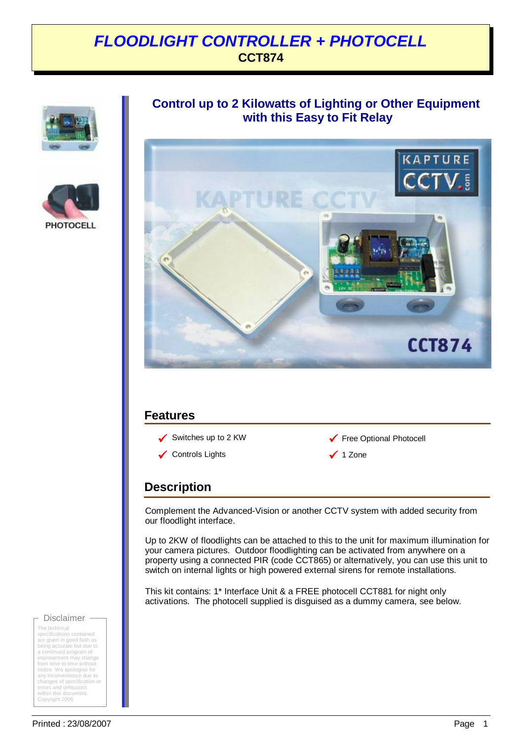# *FLOODLIGHT CONTROLLER + PHOTOCELL*

**CCT874**

PHOTOCELL

## Control up to 2 Kilowatts of Lighting or Other Equipment with this Easy to Fit Relay

## Features

- ✓ Switches up to 2 KW
- ✓ Controls Lights
- ✓ Free Optional Photocell
- ✓ 1 Zone

## Description

Complement the Advanced-Vision or another CCTV system with added security from our floodlight interface.

Up to 2KW of floodlights can be attached to this to the unit for maximum illumination for your camera pictures. Outdoor floodlighting can be activated from anywhere on a property using a connected PIR (code CCT865) or alternatively, you can use this unit to switch on internal lights or high powered external sirens for remote installations.

This kit contains: 1* Interface Unit & a FREE photocell CCT881 for night only activations. The photocell supplied is disguised as a dummy camera, see below.

Disclaimer

The technical specifications contained are given in good faith as being accurate but due to a continued program of improvement may change from time to time without notice. We apologise for any inconvenience due to changes of specification or errors and omissions within this document. Copyright 2006

Printed : 23/08/2007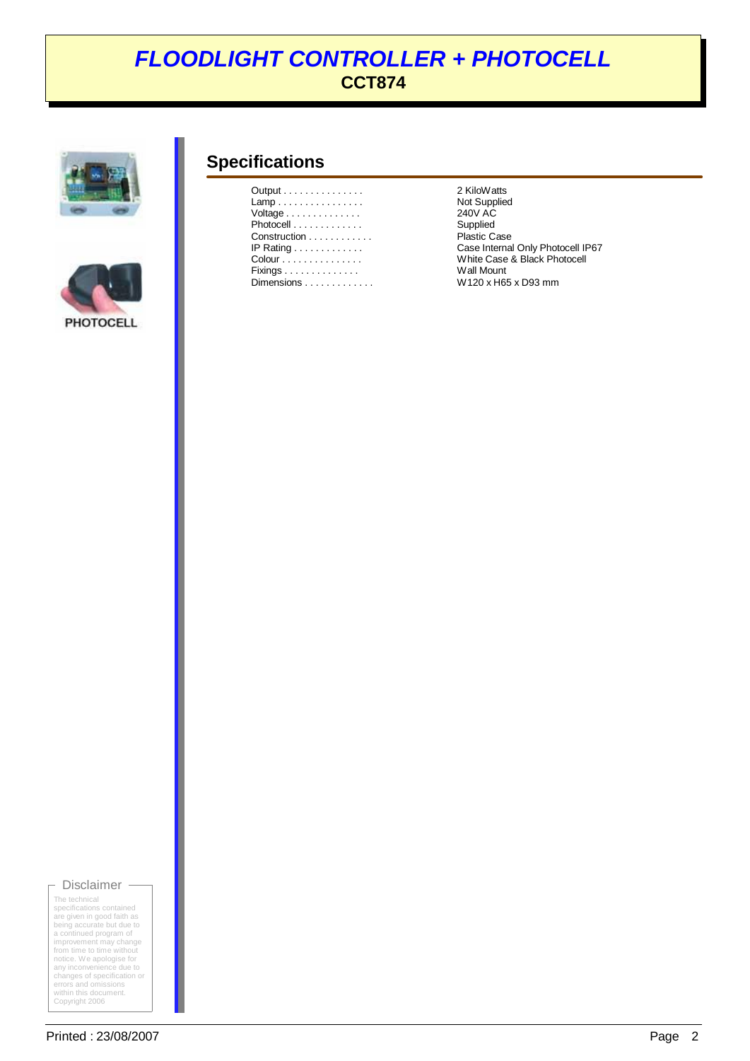# FLOODLIGHT CONTROLLER + PHOTOCELL

**CCT874**

PHOTOCELL

## Specifications

| | |
|---|---|
| Output | 2 KiloWatts |
| Lamp | Not Supplied |
| Voltage | 240V AC |
| Photocell | Supplied |
| Construction | Plastic Case |
| IP Rating | Case Internal Only Photocell IP67 |
| Colour | White Case & Black Photocell |
| Fixings | Wall Mount |
| Dimensions | W120 x H65 x D93 mm |

Disclaimer

The technical specifications contained are given in good faith as being accurate but due to a continued program of improvement may change from time to time without notice. We apologise for any inconvenience due to changes of specification or errors and omissions within this document. Copyright 2006

Printed : 23/08/2007